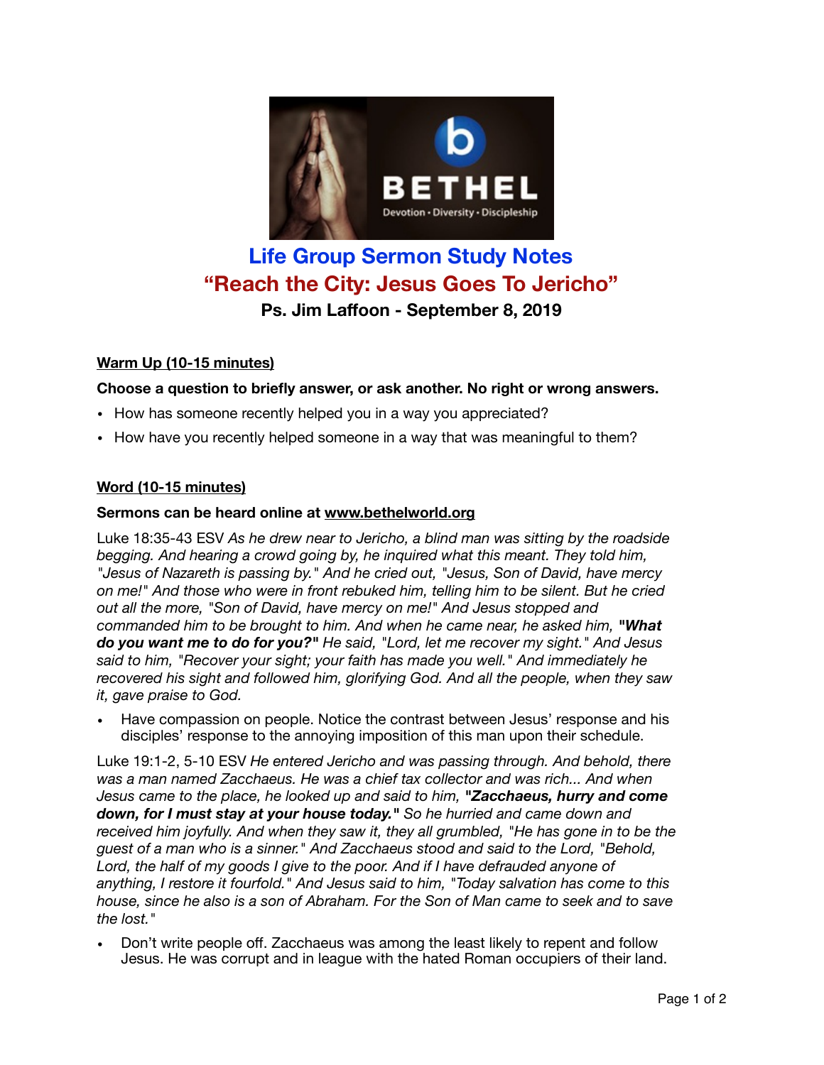# Life Group Sermon Study Notes

## "Reach the City: Jesus Goes To Jericho"

### Ps. Jim Laffoon - September 8, 2019

**Warm Up (10-15 minutes)**

**Choose a question to briefly answer, or ask another. No right or wrong answers.**

- How has someone recently helped you in a way you appreciated?
- How have you recently helped someone in a way that was meaningful to them?

**Word (10-15 minutes)**

**Sermons can be heard online at www.bethelworld.org**

Luke 18:35-43 ESV *As he drew near to Jericho, a blind man was sitting by the roadside begging. And hearing a crowd going by, he inquired what this meant. They told him, "Jesus of Nazareth is passing by." And he cried out, "Jesus, Son of David, have mercy on me!" And those who were in front rebuked him, telling him to be silent. But he cried out all the more, "Son of David, have mercy on me!" And Jesus stopped and commanded him to be brought to him. And when he came near, he asked him,* ***"What do you want me to do for you?"*** *He said, "Lord, let me recover my sight." And Jesus said to him, "Recover your sight; your faith has made you well." And immediately he recovered his sight and followed him, glorifying God. And all the people, when they saw it, gave praise to God.*

- Have compassion on people. Notice the contrast between Jesus' response and his disciples' response to the annoying imposition of this man upon their schedule.

Luke 19:1-2, 5-10 ESV *He entered Jericho and was passing through. And behold, there was a man named Zacchaeus. He was a chief tax collector and was rich... And when Jesus came to the place, he looked up and said to him,* ***"Zacchaeus, hurry and come down, for I must stay at your house today."*** *So he hurried and came down and received him joyfully. And when they saw it, they all grumbled, "He has gone in to be the guest of a man who is a sinner." And Zacchaeus stood and said to the Lord, "Behold, Lord, the half of my goods I give to the poor. And if I have defrauded anyone of anything, I restore it fourfold." And Jesus said to him, "Today salvation has come to this house, since he also is a son of Abraham. For the Son of Man came to seek and to save the lost."*

- Don't write people off. Zacchaeus was among the least likely to repent and follow Jesus. He was corrupt and in league with the hated Roman occupiers of their land.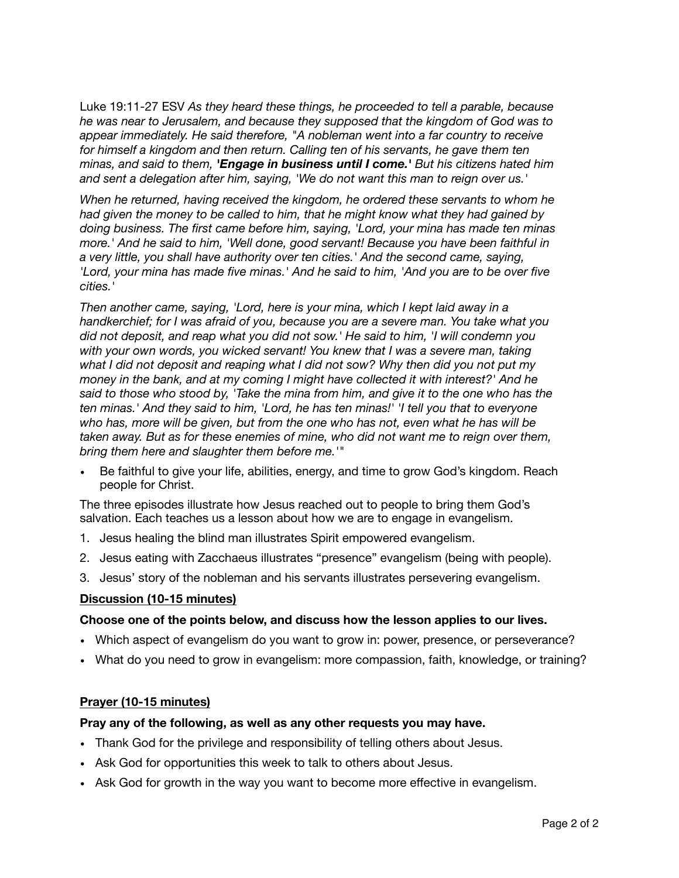Luke 19:11-27 ESV *As they heard these things, he proceeded to tell a parable, because he was near to Jerusalem, and because they supposed that the kingdom of God was to appear immediately. He said therefore, "A nobleman went into a far country to receive for himself a kingdom and then return. Calling ten of his servants, he gave them ten minas, and said to them,* ***'Engage in business until I come.'*** *But his citizens hated him and sent a delegation after him, saying, 'We do not want this man to reign over us.'*

*When he returned, having received the kingdom, he ordered these servants to whom he had given the money to be called to him, that he might know what they had gained by doing business. The first came before him, saying, 'Lord, your mina has made ten minas more.' And he said to him, 'Well done, good servant! Because you have been faithful in a very little, you shall have authority over ten cities.' And the second came, saying, 'Lord, your mina has made five minas.' And he said to him, 'And you are to be over five cities.'*

*Then another came, saying, 'Lord, here is your mina, which I kept laid away in a handkerchief; for I was afraid of you, because you are a severe man. You take what you did not deposit, and reap what you did not sow.' He said to him, 'I will condemn you with your own words, you wicked servant! You knew that I was a severe man, taking what I did not deposit and reaping what I did not sow? Why then did you not put my money in the bank, and at my coming I might have collected it with interest?' And he said to those who stood by, 'Take the mina from him, and give it to the one who has the ten minas.' And they said to him, 'Lord, he has ten minas!' 'I tell you that to everyone who has, more will be given, but from the one who has not, even what he has will be taken away. But as for these enemies of mine, who did not want me to reign over them, bring them here and slaughter them before me.'"*

- Be faithful to give your life, abilities, energy, and time to grow God's kingdom. Reach people for Christ.

The three episodes illustrate how Jesus reached out to people to bring them God's salvation. Each teaches us a lesson about how we are to engage in evangelism.

1. Jesus healing the blind man illustrates Spirit empowered evangelism.
2. Jesus eating with Zacchaeus illustrates "presence" evangelism (being with people).
3. Jesus' story of the nobleman and his servants illustrates persevering evangelism.

**<u>Discussion (10-15 minutes)</u>**

**Choose one of the points below, and discuss how the lesson applies to our lives.**

- Which aspect of evangelism do you want to grow in: power, presence, or perseverance?
- What do you need to grow in evangelism: more compassion, faith, knowledge, or training?

**<u>Prayer (10-15 minutes)</u>**

**Pray any of the following, as well as any other requests you may have.**

- Thank God for the privilege and responsibility of telling others about Jesus.
- Ask God for opportunities this week to talk to others about Jesus.
- Ask God for growth in the way you want to become more effective in evangelism.